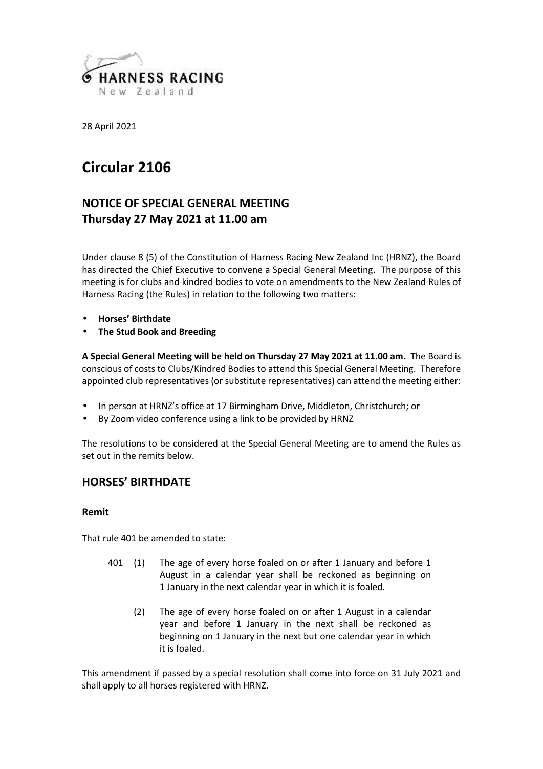HARNESS RACING
New Zealand

28 April 2021

# Circular 2106

## NOTICE OF SPECIAL GENERAL MEETING
## Thursday 27 May 2021 at 11.00 am

Under clause 8 (5) of the Constitution of Harness Racing New Zealand Inc (HRNZ), the Board has directed the Chief Executive to convene a Special General Meeting. The purpose of this meeting is for clubs and kindred bodies to vote on amendments to the New Zealand Rules of Harness Racing (the Rules) in relation to the following two matters:

- **Horses' Birthdate**
- **The Stud Book and Breeding**

**A Special General Meeting will be held on Thursday 27 May 2021 at 11.00 am.** The Board is conscious of costs to Clubs/Kindred Bodies to attend this Special General Meeting. Therefore appointed club representatives (or substitute representatives) can attend the meeting either:

- In person at HRNZ's office at 17 Birmingham Drive, Middleton, Christchurch; or
- By Zoom video conference using a link to be provided by HRNZ

The resolutions to be considered at the Special General Meeting are to amend the Rules as set out in the remits below.

## HORSES' BIRTHDATE

### Remit

That rule 401 be amended to state:

401 (1) The age of every horse foaled on or after 1 January and before 1 August in a calendar year shall be reckoned as beginning on 1 January in the next calendar year in which it is foaled.

(2) The age of every horse foaled on or after 1 August in a calendar year and before 1 January in the next shall be reckoned as beginning on 1 January in the next but one calendar year in which it is foaled.

This amendment if passed by a special resolution shall come into force on 31 July 2021 and shall apply to all horses registered with HRNZ.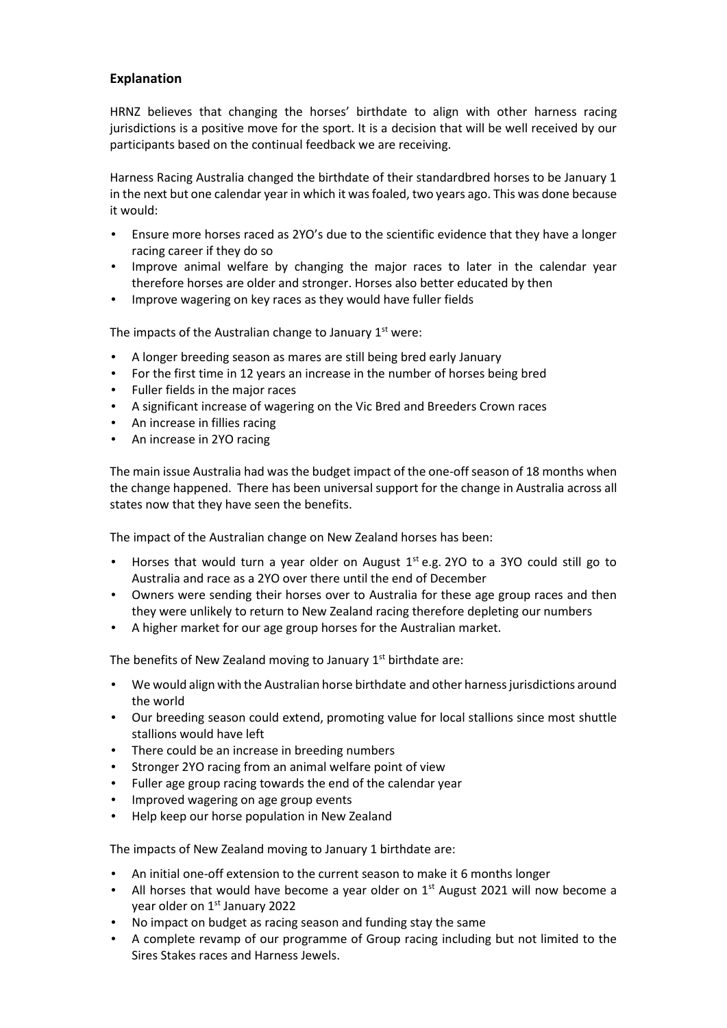## Explanation

HRNZ believes that changing the horses' birthdate to align with other harness racing jurisdictions is a positive move for the sport. It is a decision that will be well received by our participants based on the continual feedback we are receiving.

Harness Racing Australia changed the birthdate of their standardbred horses to be January 1 in the next but one calendar year in which it was foaled, two years ago. This was done because it would:

- Ensure more horses raced as 2YO's due to the scientific evidence that they have a longer racing career if they do so
- Improve animal welfare by changing the major races to later in the calendar year therefore horses are older and stronger. Horses also better educated by then
- Improve wagering on key races as they would have fuller fields

The impacts of the Australian change to January 1st were:

- A longer breeding season as mares are still being bred early January
- For the first time in 12 years an increase in the number of horses being bred
- Fuller fields in the major races
- A significant increase of wagering on the Vic Bred and Breeders Crown races
- An increase in fillies racing
- An increase in 2YO racing

The main issue Australia had was the budget impact of the one-off season of 18 months when the change happened. There has been universal support for the change in Australia across all states now that they have seen the benefits.

The impact of the Australian change on New Zealand horses has been:

- Horses that would turn a year older on August 1st e.g. 2YO to a 3YO could still go to Australia and race as a 2YO over there until the end of December
- Owners were sending their horses over to Australia for these age group races and then they were unlikely to return to New Zealand racing therefore depleting our numbers
- A higher market for our age group horses for the Australian market.

The benefits of New Zealand moving to January 1st birthdate are:

- We would align with the Australian horse birthdate and other harness jurisdictions around the world
- Our breeding season could extend, promoting value for local stallions since most shuttle stallions would have left
- There could be an increase in breeding numbers
- Stronger 2YO racing from an animal welfare point of view
- Fuller age group racing towards the end of the calendar year
- Improved wagering on age group events
- Help keep our horse population in New Zealand

The impacts of New Zealand moving to January 1 birthdate are:

- An initial one-off extension to the current season to make it 6 months longer
- All horses that would have become a year older on 1st August 2021 will now become a year older on 1st January 2022
- No impact on budget as racing season and funding stay the same
- A complete revamp of our programme of Group racing including but not limited to the Sires Stakes races and Harness Jewels.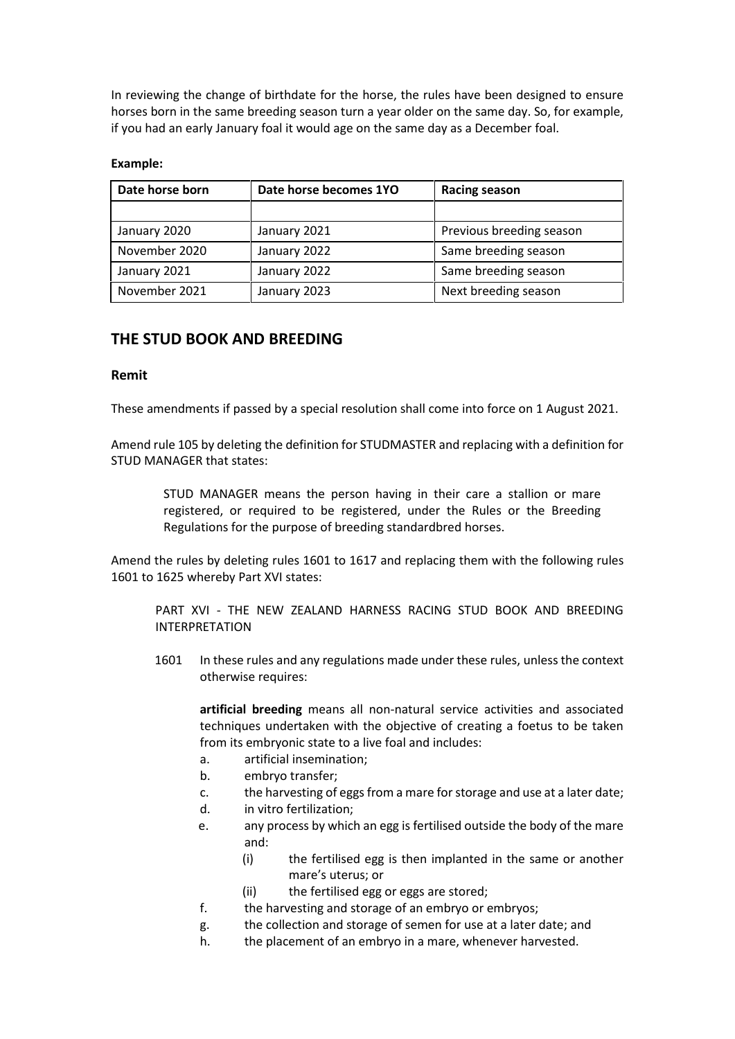In reviewing the change of birthdate for the horse, the rules have been designed to ensure horses born in the same breeding season turn a year older on the same day. So, for example, if you had an early January foal it would age on the same day as a December foal.

**Example:**

| Date horse born | Date horse becomes 1YO | Racing season |
|---|---|---|
| | | |
| January 2020 | January 2021 | Previous breeding season |
| November 2020 | January 2022 | Same breeding season |
| January 2021 | January 2022 | Same breeding season |
| November 2021 | January 2023 | Next breeding season |

## THE STUD BOOK AND BREEDING

### Remit

These amendments if passed by a special resolution shall come into force on 1 August 2021.

Amend rule 105 by deleting the definition for STUDMASTER and replacing with a definition for STUD MANAGER that states:

> STUD MANAGER means the person having in their care a stallion or mare registered, or required to be registered, under the Rules or the Breeding Regulations for the purpose of breeding standardbred horses.

Amend the rules by deleting rules 1601 to 1617 and replacing them with the following rules 1601 to 1625 whereby Part XVI states:

PART XVI - THE NEW ZEALAND HARNESS RACING STUD BOOK AND BREEDING INTERPRETATION

1601 In these rules and any regulations made under these rules, unless the context otherwise requires:

**artificial breeding** means all non-natural service activities and associated techniques undertaken with the objective of creating a foetus to be taken from its embryonic state to a live foal and includes:

a. artificial insemination;
b. embryo transfer;
c. the harvesting of eggs from a mare for storage and use at a later date;
d. in vitro fertilization;
e. any process by which an egg is fertilised outside the body of the mare and:
   (i) the fertilised egg is then implanted in the same or another mare's uterus; or
   (ii) the fertilised egg or eggs are stored;
f. the harvesting and storage of an embryo or embryos;
g. the collection and storage of semen for use at a later date; and
h. the placement of an embryo in a mare, whenever harvested.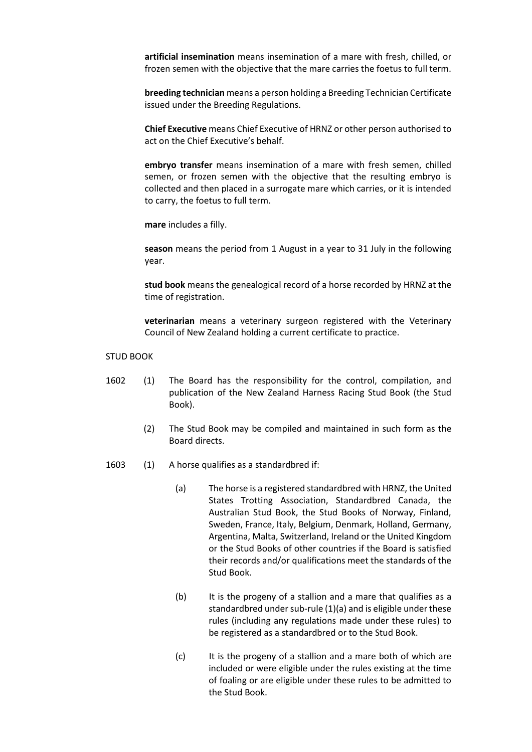**artificial insemination** means insemination of a mare with fresh, chilled, or frozen semen with the objective that the mare carries the foetus to full term.

**breeding technician** means a person holding a Breeding Technician Certificate issued under the Breeding Regulations.

**Chief Executive** means Chief Executive of HRNZ or other person authorised to act on the Chief Executive's behalf.

**embryo transfer** means insemination of a mare with fresh semen, chilled semen, or frozen semen with the objective that the resulting embryo is collected and then placed in a surrogate mare which carries, or it is intended to carry, the foetus to full term.

**mare** includes a filly.

**season** means the period from 1 August in a year to 31 July in the following year.

**stud book** means the genealogical record of a horse recorded by HRNZ at the time of registration.

**veterinarian** means a veterinary surgeon registered with the Veterinary Council of New Zealand holding a current certificate to practice.

STUD BOOK

1602 (1) The Board has the responsibility for the control, compilation, and publication of the New Zealand Harness Racing Stud Book (the Stud Book).

(2) The Stud Book may be compiled and maintained in such form as the Board directs.

1603 (1) A horse qualifies as a standardbred if:

(a) The horse is a registered standardbred with HRNZ, the United States Trotting Association, Standardbred Canada, the Australian Stud Book, the Stud Books of Norway, Finland, Sweden, France, Italy, Belgium, Denmark, Holland, Germany, Argentina, Malta, Switzerland, Ireland or the United Kingdom or the Stud Books of other countries if the Board is satisfied their records and/or qualifications meet the standards of the Stud Book.

(b) It is the progeny of a stallion and a mare that qualifies as a standardbred under sub-rule (1)(a) and is eligible under these rules (including any regulations made under these rules) to be registered as a standardbred or to the Stud Book.

(c) It is the progeny of a stallion and a mare both of which are included or were eligible under the rules existing at the time of foaling or are eligible under these rules to be admitted to the Stud Book.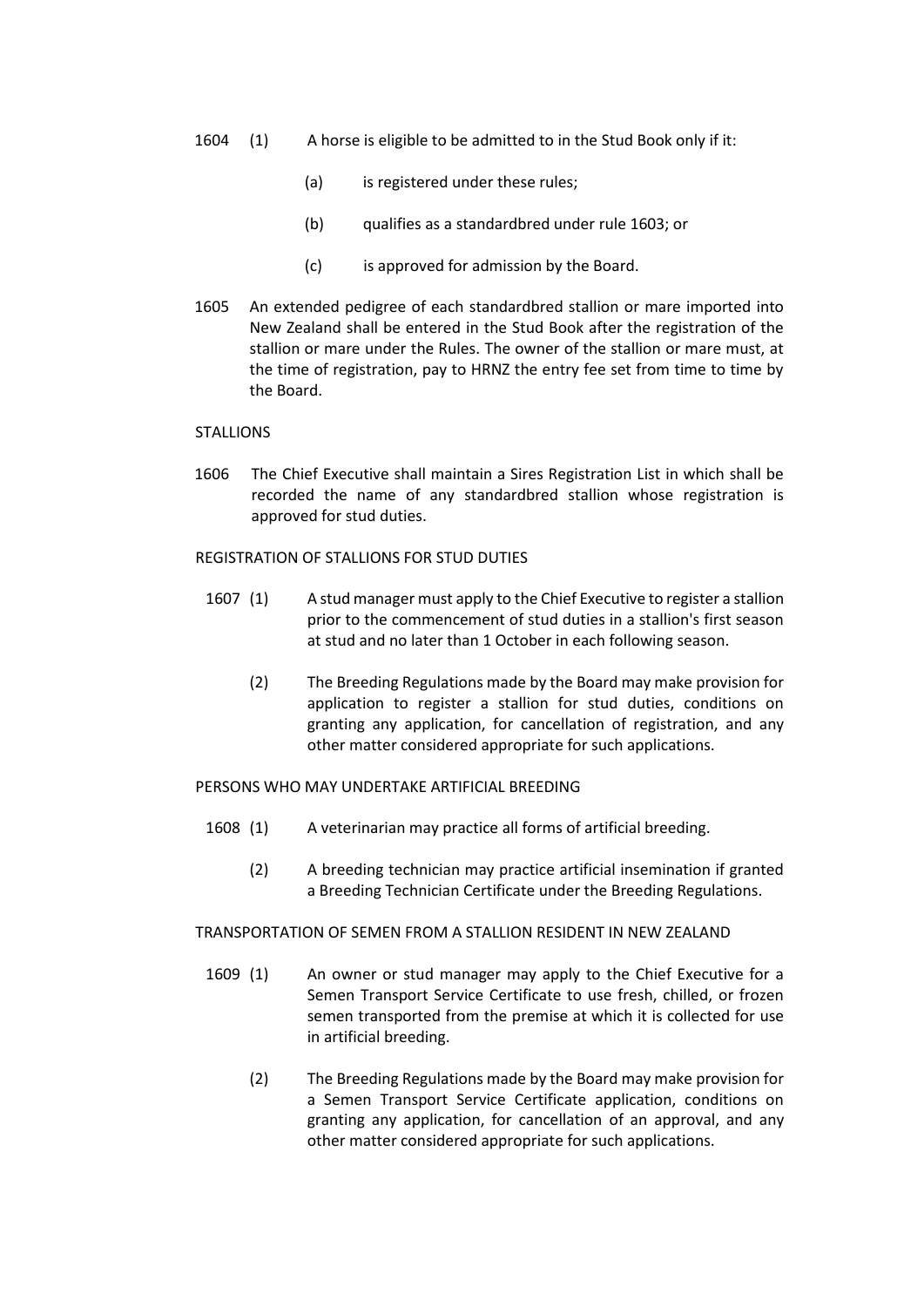1604 (1) A horse is eligible to be admitted to in the Stud Book only if it:

(a) is registered under these rules;

(b) qualifies as a standardbred under rule 1603; or

(c) is approved for admission by the Board.

1605 An extended pedigree of each standardbred stallion or mare imported into New Zealand shall be entered in the Stud Book after the registration of the stallion or mare under the Rules. The owner of the stallion or mare must, at the time of registration, pay to HRNZ the entry fee set from time to time by the Board.

STALLIONS

1606 The Chief Executive shall maintain a Sires Registration List in which shall be recorded the name of any standardbred stallion whose registration is approved for stud duties.

REGISTRATION OF STALLIONS FOR STUD DUTIES

1607 (1) A stud manager must apply to the Chief Executive to register a stallion prior to the commencement of stud duties in a stallion's first season at stud and no later than 1 October in each following season.

(2) The Breeding Regulations made by the Board may make provision for application to register a stallion for stud duties, conditions on granting any application, for cancellation of registration, and any other matter considered appropriate for such applications.

PERSONS WHO MAY UNDERTAKE ARTIFICIAL BREEDING

1608 (1) A veterinarian may practice all forms of artificial breeding.

(2) A breeding technician may practice artificial insemination if granted a Breeding Technician Certificate under the Breeding Regulations.

TRANSPORTATION OF SEMEN FROM A STALLION RESIDENT IN NEW ZEALAND

1609 (1) An owner or stud manager may apply to the Chief Executive for a Semen Transport Service Certificate to use fresh, chilled, or frozen semen transported from the premise at which it is collected for use in artificial breeding.

(2) The Breeding Regulations made by the Board may make provision for a Semen Transport Service Certificate application, conditions on granting any application, for cancellation of an approval, and any other matter considered appropriate for such applications.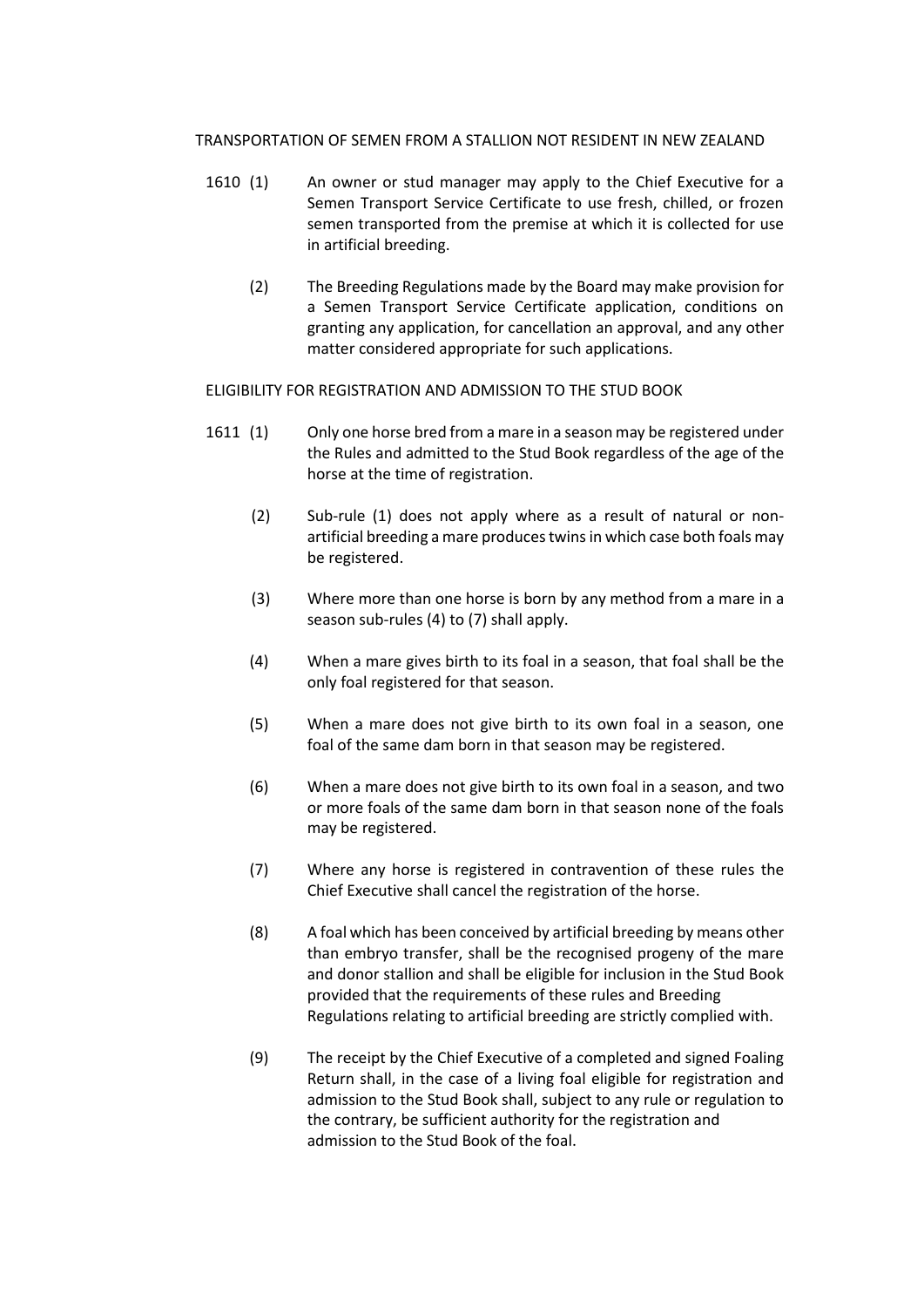TRANSPORTATION OF SEMEN FROM A STALLION NOT RESIDENT IN NEW ZEALAND

1610 (1) An owner or stud manager may apply to the Chief Executive for a Semen Transport Service Certificate to use fresh, chilled, or frozen semen transported from the premise at which it is collected for use in artificial breeding.

(2) The Breeding Regulations made by the Board may make provision for a Semen Transport Service Certificate application, conditions on granting any application, for cancellation an approval, and any other matter considered appropriate for such applications.

ELIGIBILITY FOR REGISTRATION AND ADMISSION TO THE STUD BOOK

1611 (1) Only one horse bred from a mare in a season may be registered under the Rules and admitted to the Stud Book regardless of the age of the horse at the time of registration.

(2) Sub-rule (1) does not apply where as a result of natural or non-artificial breeding a mare produces twins in which case both foals may be registered.

(3) Where more than one horse is born by any method from a mare in a season sub-rules (4) to (7) shall apply.

(4) When a mare gives birth to its foal in a season, that foal shall be the only foal registered for that season.

(5) When a mare does not give birth to its own foal in a season, one foal of the same dam born in that season may be registered.

(6) When a mare does not give birth to its own foal in a season, and two or more foals of the same dam born in that season none of the foals may be registered.

(7) Where any horse is registered in contravention of these rules the Chief Executive shall cancel the registration of the horse.

(8) A foal which has been conceived by artificial breeding by means other than embryo transfer, shall be the recognised progeny of the mare and donor stallion and shall be eligible for inclusion in the Stud Book provided that the requirements of these rules and Breeding Regulations relating to artificial breeding are strictly complied with.

(9) The receipt by the Chief Executive of a completed and signed Foaling Return shall, in the case of a living foal eligible for registration and admission to the Stud Book shall, subject to any rule or regulation to the contrary, be sufficient authority for the registration and admission to the Stud Book of the foal.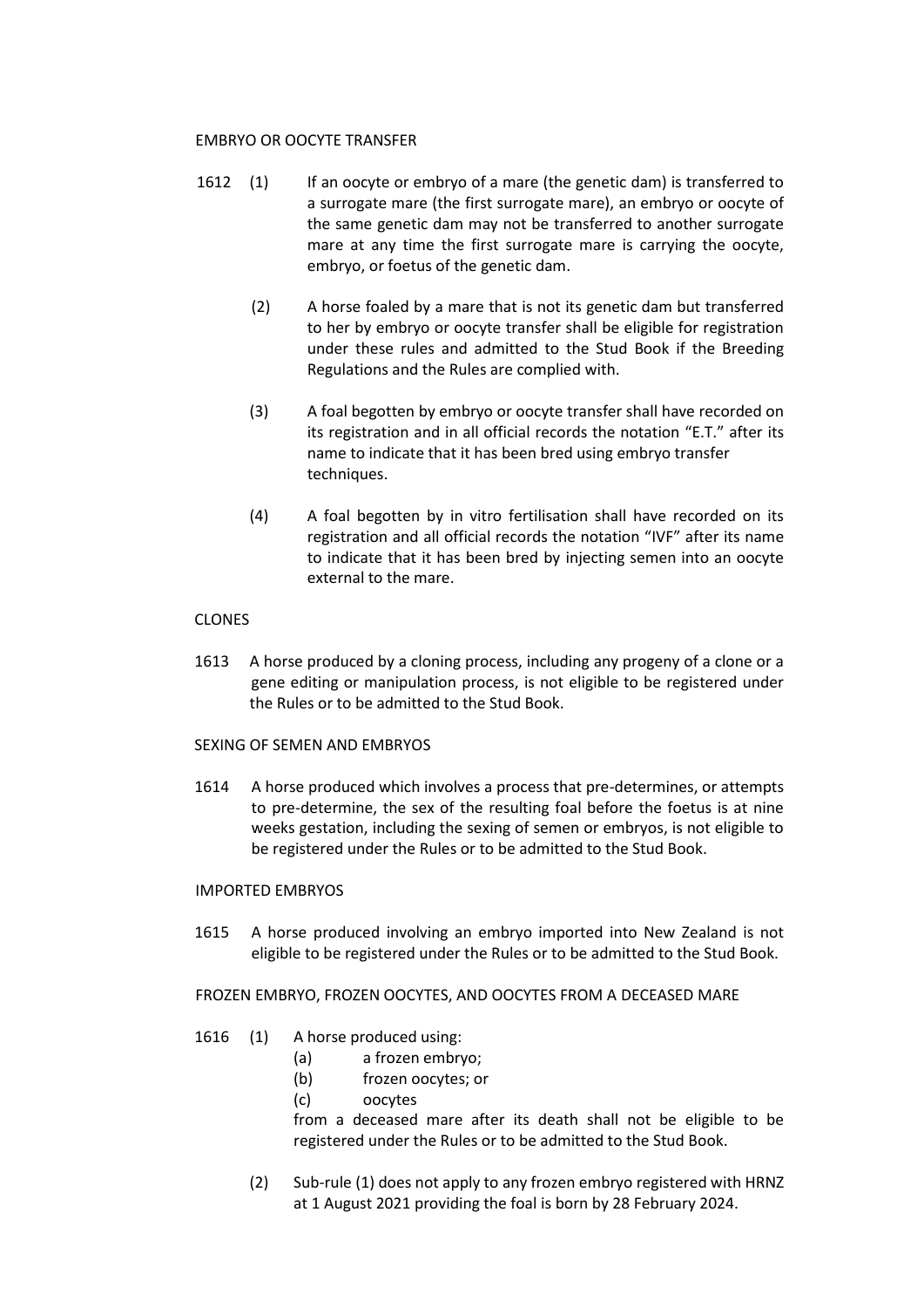EMBRYO OR OOCYTE TRANSFER

1612 (1) If an oocyte or embryo of a mare (the genetic dam) is transferred to a surrogate mare (the first surrogate mare), an embryo or oocyte of the same genetic dam may not be transferred to another surrogate mare at any time the first surrogate mare is carrying the oocyte, embryo, or foetus of the genetic dam.

(2) A horse foaled by a mare that is not its genetic dam but transferred to her by embryo or oocyte transfer shall be eligible for registration under these rules and admitted to the Stud Book if the Breeding Regulations and the Rules are complied with.

(3) A foal begotten by embryo or oocyte transfer shall have recorded on its registration and in all official records the notation "E.T." after its name to indicate that it has been bred using embryo transfer techniques.

(4) A foal begotten by in vitro fertilisation shall have recorded on its registration and all official records the notation "IVF" after its name to indicate that it has been bred by injecting semen into an oocyte external to the mare.

CLONES

1613 A horse produced by a cloning process, including any progeny of a clone or a gene editing or manipulation process, is not eligible to be registered under the Rules or to be admitted to the Stud Book.

SEXING OF SEMEN AND EMBRYOS

1614 A horse produced which involves a process that pre-determines, or attempts to pre-determine, the sex of the resulting foal before the foetus is at nine weeks gestation, including the sexing of semen or embryos, is not eligible to be registered under the Rules or to be admitted to the Stud Book.

IMPORTED EMBRYOS

1615 A horse produced involving an embryo imported into New Zealand is not eligible to be registered under the Rules or to be admitted to the Stud Book.

FROZEN EMBRYO, FROZEN OOCYTES, AND OOCYTES FROM A DECEASED MARE

1616 (1) A horse produced using:

- (a) a frozen embryo;
- (b) frozen oocytes; or
- (c) oocytes

from a deceased mare after its death shall not be eligible to be registered under the Rules or to be admitted to the Stud Book.

(2) Sub-rule (1) does not apply to any frozen embryo registered with HRNZ at 1 August 2021 providing the foal is born by 28 February 2024.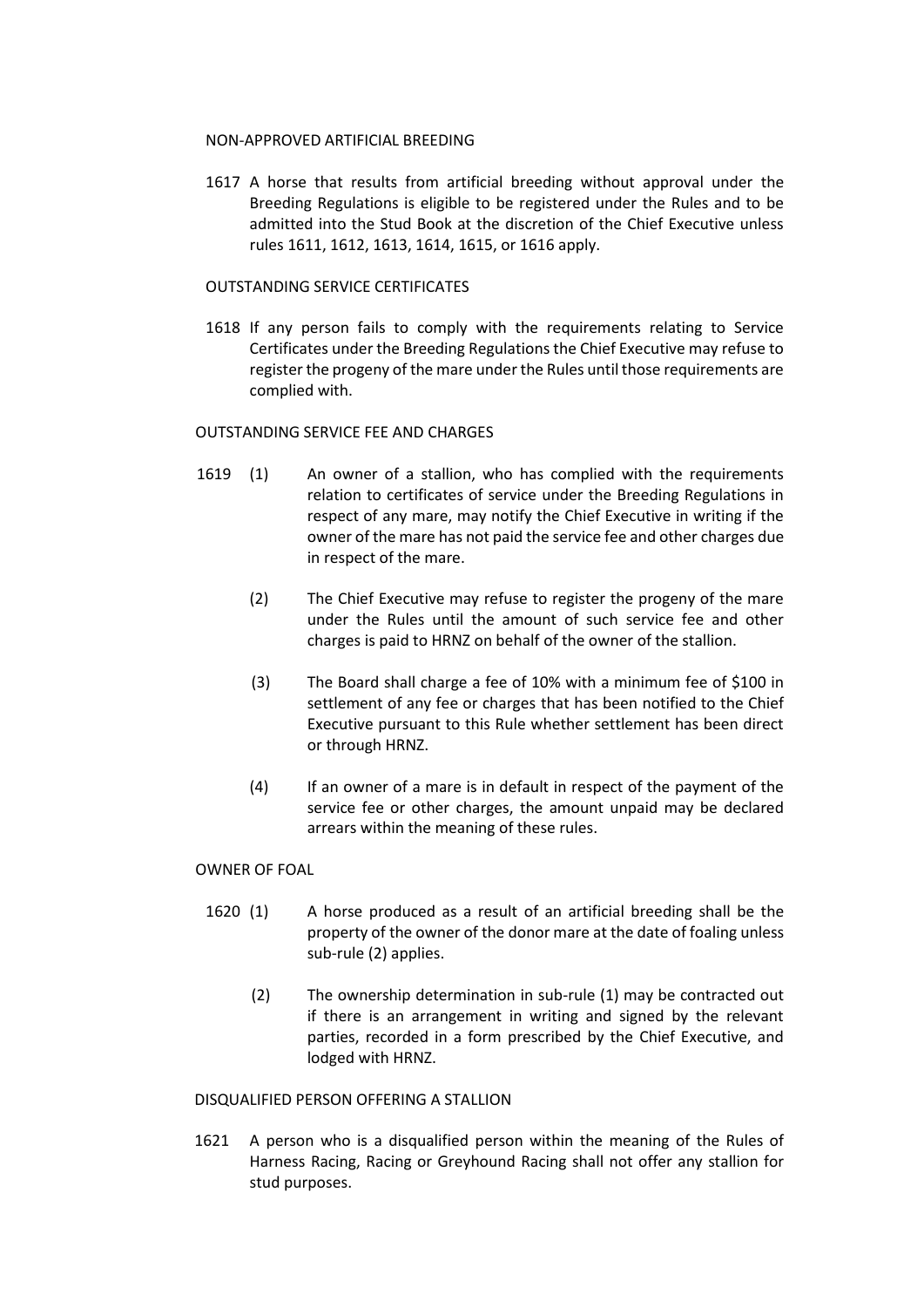NON-APPROVED ARTIFICIAL BREEDING

1617 A horse that results from artificial breeding without approval under the Breeding Regulations is eligible to be registered under the Rules and to be admitted into the Stud Book at the discretion of the Chief Executive unless rules 1611, 1612, 1613, 1614, 1615, or 1616 apply.

OUTSTANDING SERVICE CERTIFICATES

1618 If any person fails to comply with the requirements relating to Service Certificates under the Breeding Regulations the Chief Executive may refuse to register the progeny of the mare under the Rules until those requirements are complied with.

OUTSTANDING SERVICE FEE AND CHARGES

1619 (1) An owner of a stallion, who has complied with the requirements relation to certificates of service under the Breeding Regulations in respect of any mare, may notify the Chief Executive in writing if the owner of the mare has not paid the service fee and other charges due in respect of the mare.

(2) The Chief Executive may refuse to register the progeny of the mare under the Rules until the amount of such service fee and other charges is paid to HRNZ on behalf of the owner of the stallion.

(3) The Board shall charge a fee of 10% with a minimum fee of $100 in settlement of any fee or charges that has been notified to the Chief Executive pursuant to this Rule whether settlement has been direct or through HRNZ.

(4) If an owner of a mare is in default in respect of the payment of the service fee or other charges, the amount unpaid may be declared arrears within the meaning of these rules.

OWNER OF FOAL

1620 (1) A horse produced as a result of an artificial breeding shall be the property of the owner of the donor mare at the date of foaling unless sub-rule (2) applies.

(2) The ownership determination in sub-rule (1) may be contracted out if there is an arrangement in writing and signed by the relevant parties, recorded in a form prescribed by the Chief Executive, and lodged with HRNZ.

DISQUALIFIED PERSON OFFERING A STALLION

1621 A person who is a disqualified person within the meaning of the Rules of Harness Racing, Racing or Greyhound Racing shall not offer any stallion for stud purposes.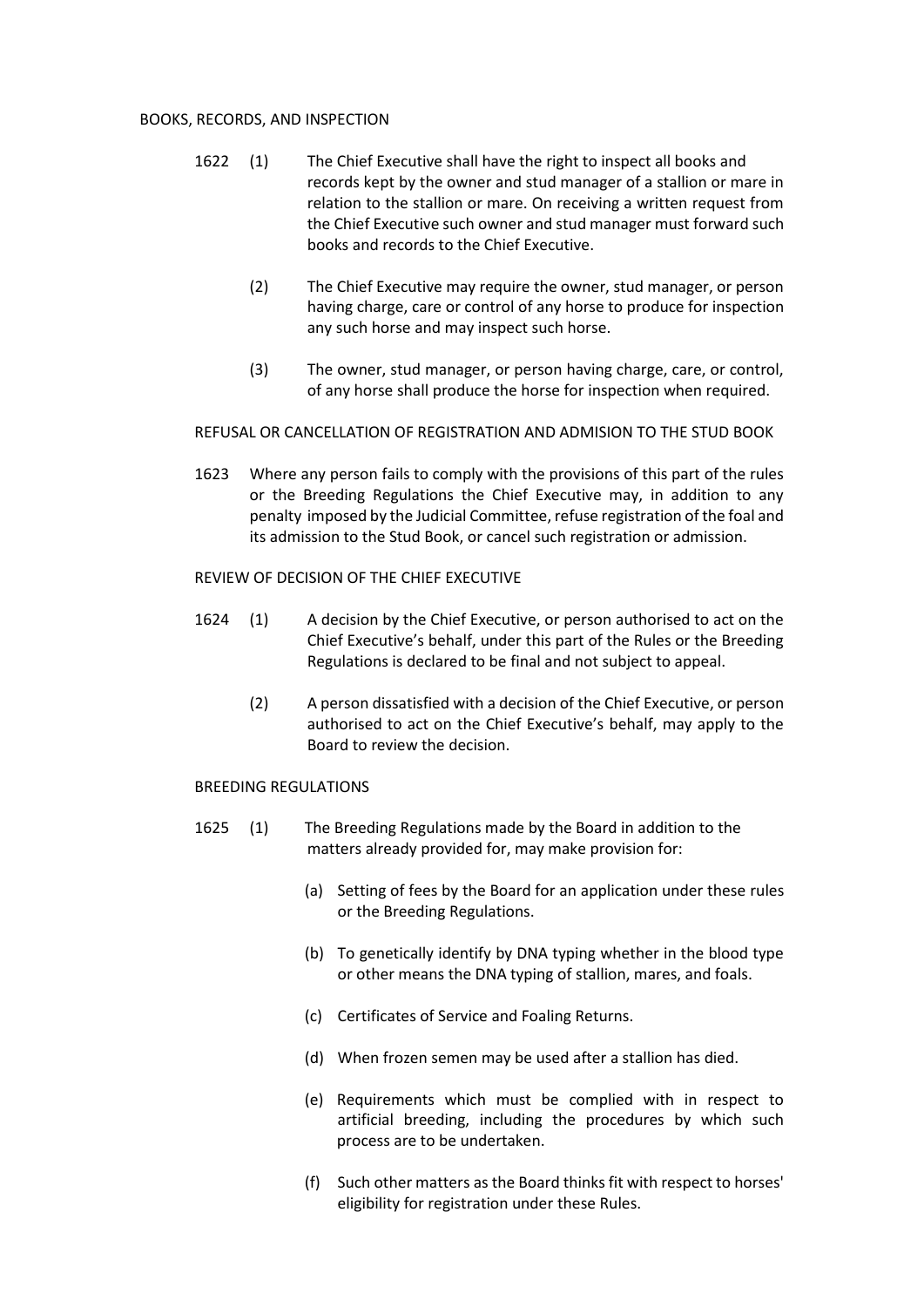BOOKS, RECORDS, AND INSPECTION

1622 (1) The Chief Executive shall have the right to inspect all books and records kept by the owner and stud manager of a stallion or mare in relation to the stallion or mare. On receiving a written request from the Chief Executive such owner and stud manager must forward such books and records to the Chief Executive.

(2) The Chief Executive may require the owner, stud manager, or person having charge, care or control of any horse to produce for inspection any such horse and may inspect such horse.

(3) The owner, stud manager, or person having charge, care, or control, of any horse shall produce the horse for inspection when required.

REFUSAL OR CANCELLATION OF REGISTRATION AND ADMISION TO THE STUD BOOK

1623 Where any person fails to comply with the provisions of this part of the rules or the Breeding Regulations the Chief Executive may, in addition to any penalty imposed by the Judicial Committee, refuse registration of the foal and its admission to the Stud Book, or cancel such registration or admission.

REVIEW OF DECISION OF THE CHIEF EXECUTIVE

1624 (1) A decision by the Chief Executive, or person authorised to act on the Chief Executive's behalf, under this part of the Rules or the Breeding Regulations is declared to be final and not subject to appeal.

(2) A person dissatisfied with a decision of the Chief Executive, or person authorised to act on the Chief Executive's behalf, may apply to the Board to review the decision.

BREEDING REGULATIONS

1625 (1) The Breeding Regulations made by the Board in addition to the matters already provided for, may make provision for:

(a) Setting of fees by the Board for an application under these rules or the Breeding Regulations.

(b) To genetically identify by DNA typing whether in the blood type or other means the DNA typing of stallion, mares, and foals.

(c) Certificates of Service and Foaling Returns.

(d) When frozen semen may be used after a stallion has died.

(e) Requirements which must be complied with in respect to artificial breeding, including the procedures by which such process are to be undertaken.

(f) Such other matters as the Board thinks fit with respect to horses' eligibility for registration under these Rules.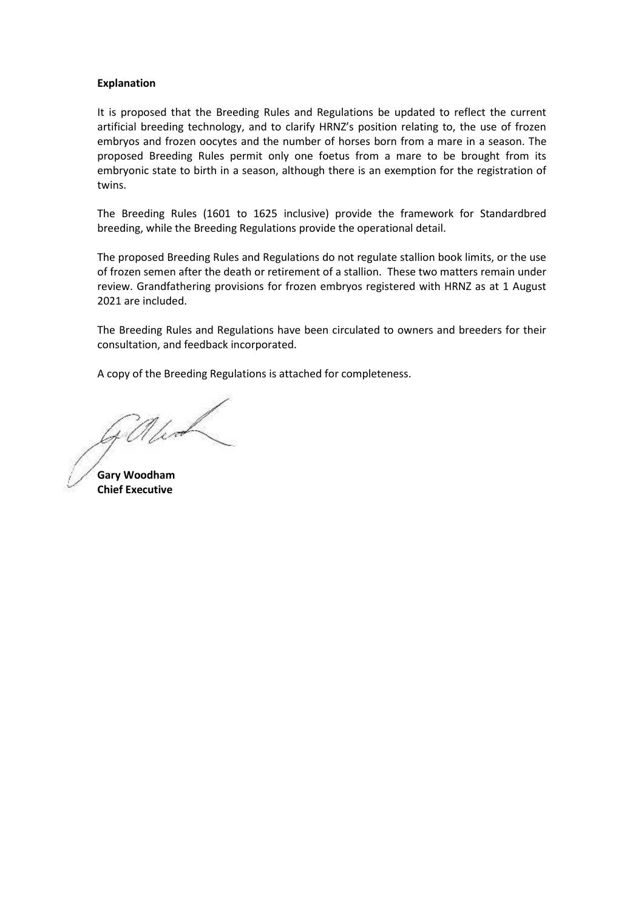**Explanation**

It is proposed that the Breeding Rules and Regulations be updated to reflect the current artificial breeding technology, and to clarify HRNZ's position relating to, the use of frozen embryos and frozen oocytes and the number of horses born from a mare in a season. The proposed Breeding Rules permit only one foetus from a mare to be brought from its embryonic state to birth in a season, although there is an exemption for the registration of twins.

The Breeding Rules (1601 to 1625 inclusive) provide the framework for Standardbred breeding, while the Breeding Regulations provide the operational detail.

The proposed Breeding Rules and Regulations do not regulate stallion book limits, or the use of frozen semen after the death or retirement of a stallion. These two matters remain under review. Grandfathering provisions for frozen embryos registered with HRNZ as at 1 August 2021 are included.

The Breeding Rules and Regulations have been circulated to owners and breeders for their consultation, and feedback incorporated.

A copy of the Breeding Regulations is attached for completeness.

**Gary Woodham**
**Chief Executive**